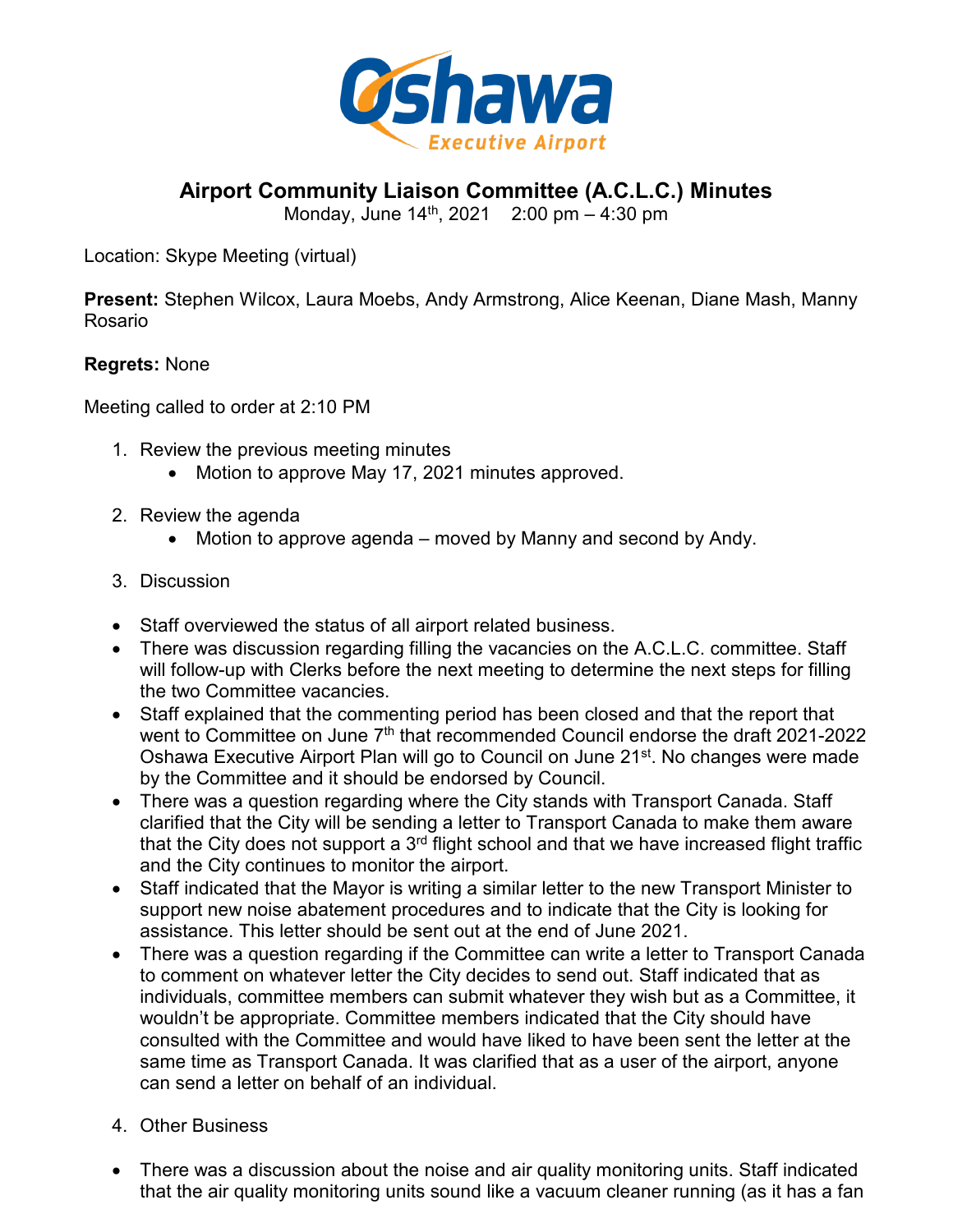# Airport Community Liaison Committee (A.C.L.C.) Minutes

Monday, June 14th, 2021    2:00 pm – 4:30 pm

Location: Skype Meeting (virtual)

**Present:** Stephen Wilcox, Laura Moebs, Andy Armstrong, Alice Keenan, Diane Mash, Manny Rosario

**Regrets:** None

Meeting called to order at 2:10 PM

1. Review the previous meeting minutes
   - Motion to approve May 17, 2021 minutes approved.

2. Review the agenda
   - Motion to approve agenda – moved by Manny and second by Andy.

3. Discussion

- Staff overviewed the status of all airport related business.
- There was discussion regarding filling the vacancies on the A.C.L.C. committee. Staff will follow-up with Clerks before the next meeting to determine the next steps for filling the two Committee vacancies.
- Staff explained that the commenting period has been closed and that the report that went to Committee on June 7th that recommended Council endorse the draft 2021-2022 Oshawa Executive Airport Plan will go to Council on June 21st. No changes were made by the Committee and it should be endorsed by Council.
- There was a question regarding where the City stands with Transport Canada. Staff clarified that the City will be sending a letter to Transport Canada to make them aware that the City does not support a 3rd flight school and that we have increased flight traffic and the City continues to monitor the airport.
- Staff indicated that the Mayor is writing a similar letter to the new Transport Minister to support new noise abatement procedures and to indicate that the City is looking for assistance. This letter should be sent out at the end of June 2021.
- There was a question regarding if the Committee can write a letter to Transport Canada to comment on whatever letter the City decides to send out. Staff indicated that as individuals, committee members can submit whatever they wish but as a Committee, it wouldn't be appropriate. Committee members indicated that the City should have consulted with the Committee and would have liked to have been sent the letter at the same time as Transport Canada. It was clarified that as a user of the airport, anyone can send a letter on behalf of an individual.

4. Other Business

- There was a discussion about the noise and air quality monitoring units. Staff indicated that the air quality monitoring units sound like a vacuum cleaner running (as it has a fan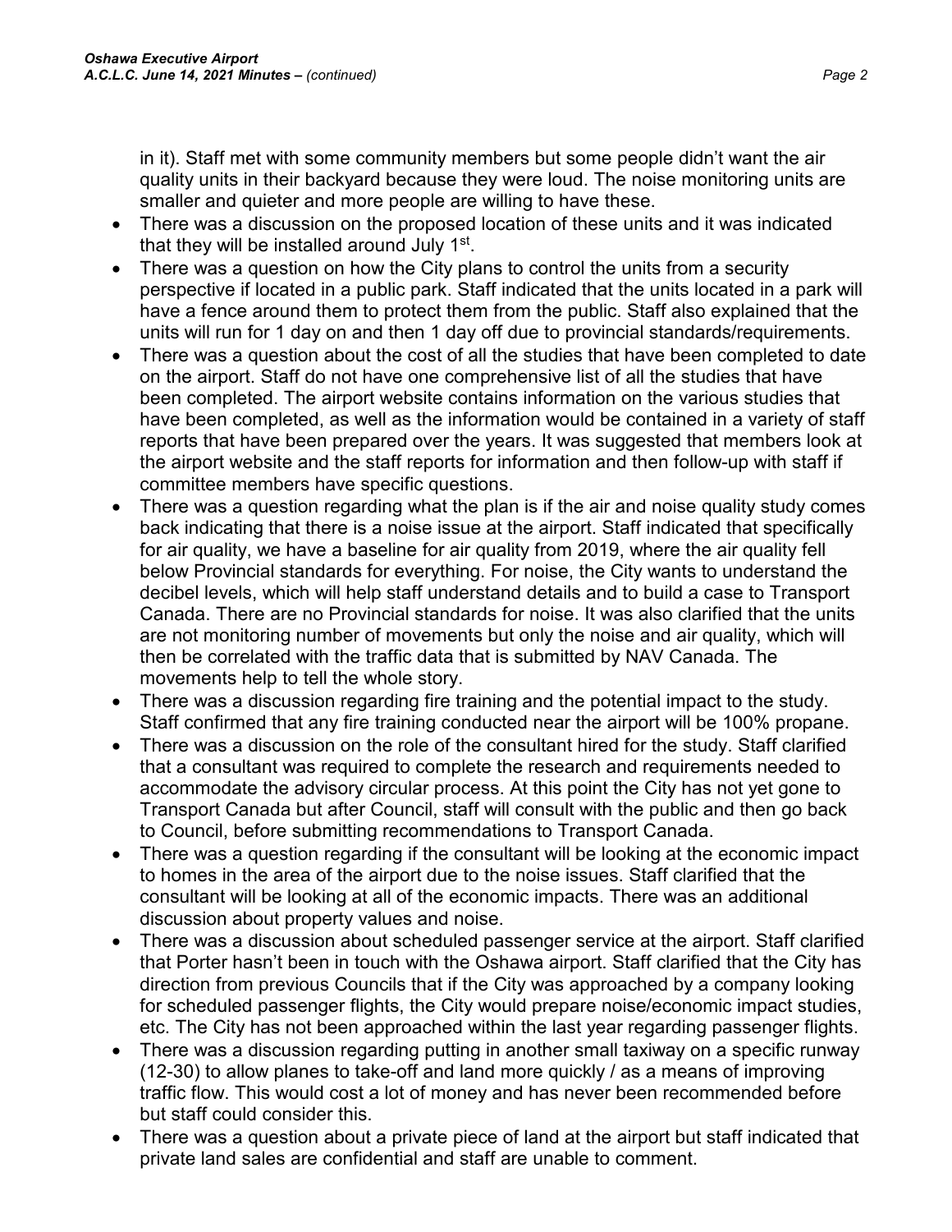in it). Staff met with some community members but some people didn't want the air quality units in their backyard because they were loud. The noise monitoring units are smaller and quieter and more people are willing to have these.

- There was a discussion on the proposed location of these units and it was indicated that they will be installed around July 1st.
- There was a question on how the City plans to control the units from a security perspective if located in a public park. Staff indicated that the units located in a park will have a fence around them to protect them from the public. Staff also explained that the units will run for 1 day on and then 1 day off due to provincial standards/requirements.
- There was a question about the cost of all the studies that have been completed to date on the airport. Staff do not have one comprehensive list of all the studies that have been completed. The airport website contains information on the various studies that have been completed, as well as the information would be contained in a variety of staff reports that have been prepared over the years. It was suggested that members look at the airport website and the staff reports for information and then follow-up with staff if committee members have specific questions.
- There was a question regarding what the plan is if the air and noise quality study comes back indicating that there is a noise issue at the airport. Staff indicated that specifically for air quality, we have a baseline for air quality from 2019, where the air quality fell below Provincial standards for everything. For noise, the City wants to understand the decibel levels, which will help staff understand details and to build a case to Transport Canada. There are no Provincial standards for noise. It was also clarified that the units are not monitoring number of movements but only the noise and air quality, which will then be correlated with the traffic data that is submitted by NAV Canada. The movements help to tell the whole story.
- There was a discussion regarding fire training and the potential impact to the study. Staff confirmed that any fire training conducted near the airport will be 100% propane.
- There was a discussion on the role of the consultant hired for the study. Staff clarified that a consultant was required to complete the research and requirements needed to accommodate the advisory circular process. At this point the City has not yet gone to Transport Canada but after Council, staff will consult with the public and then go back to Council, before submitting recommendations to Transport Canada.
- There was a question regarding if the consultant will be looking at the economic impact to homes in the area of the airport due to the noise issues. Staff clarified that the consultant will be looking at all of the economic impacts. There was an additional discussion about property values and noise.
- There was a discussion about scheduled passenger service at the airport. Staff clarified that Porter hasn't been in touch with the Oshawa airport. Staff clarified that the City has direction from previous Councils that if the City was approached by a company looking for scheduled passenger flights, the City would prepare noise/economic impact studies, etc. The City has not been approached within the last year regarding passenger flights.
- There was a discussion regarding putting in another small taxiway on a specific runway (12-30) to allow planes to take-off and land more quickly / as a means of improving traffic flow. This would cost a lot of money and has never been recommended before but staff could consider this.
- There was a question about a private piece of land at the airport but staff indicated that private land sales are confidential and staff are unable to comment.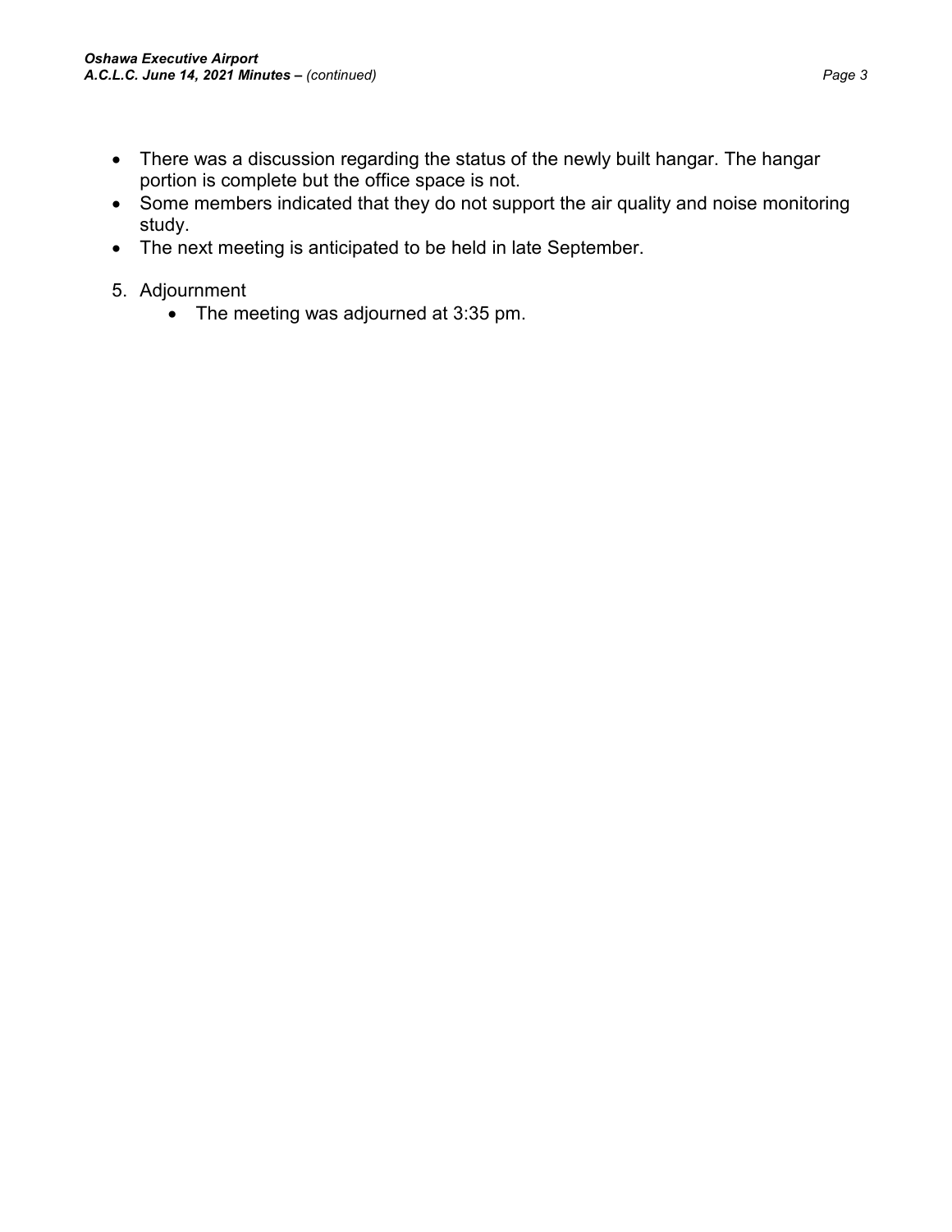- There was a discussion regarding the status of the newly built hangar. The hangar portion is complete but the office space is not.
- Some members indicated that they do not support the air quality and noise monitoring study.
- The next meeting is anticipated to be held in late September.

5. Adjournment
    - The meeting was adjourned at 3:35 pm.